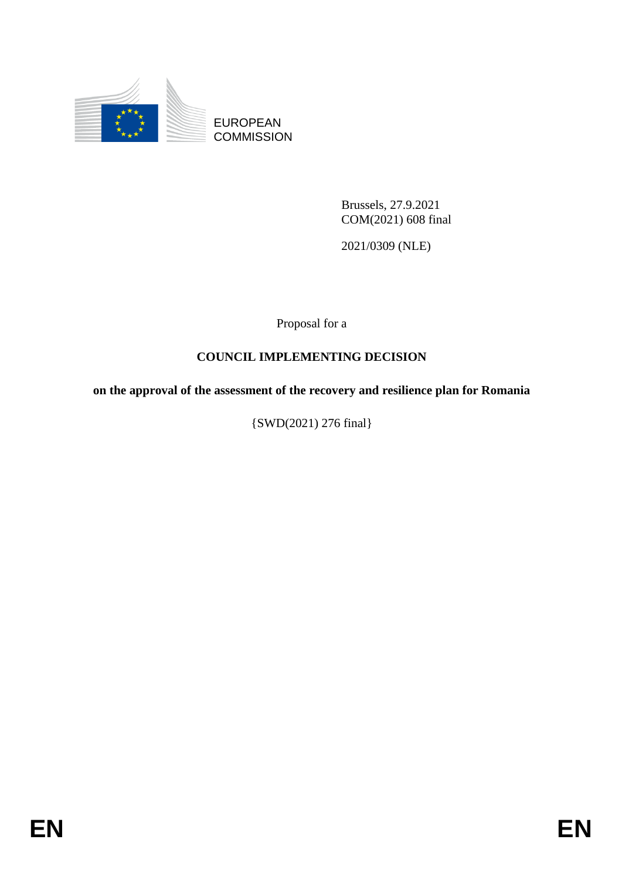EUROPEAN COMMISSION

Brussels, 27.9.2021
COM(2021) 608 final

2021/0309 (NLE)

Proposal for a

# COUNCIL IMPLEMENTING DECISION

## on the approval of the assessment of the recovery and resilience plan for Romania

{SWD(2021) 276 final}

EN EN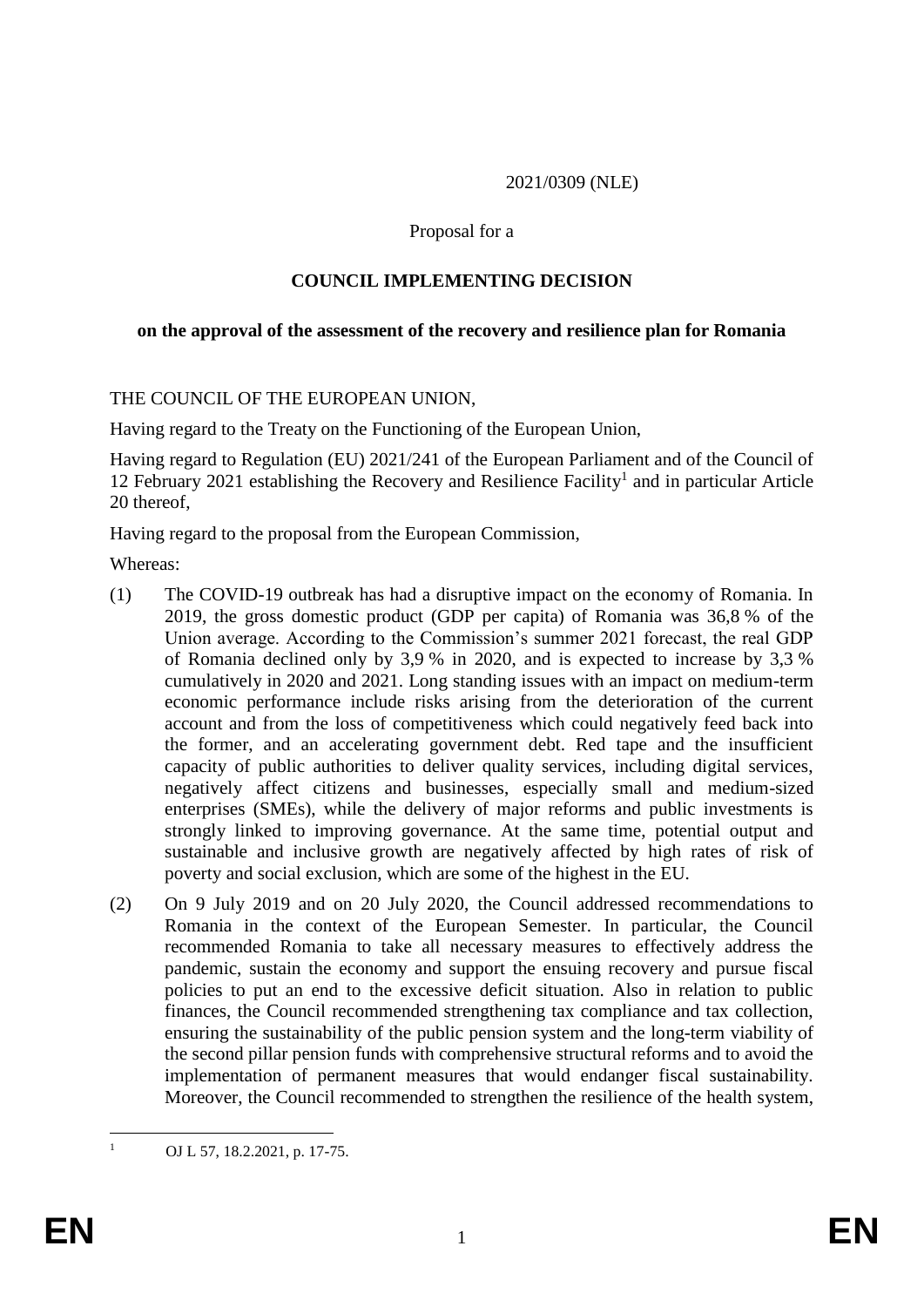2021/0309 (NLE)

Proposal for a

# COUNCIL IMPLEMENTING DECISION

## on the approval of the assessment of the recovery and resilience plan for Romania

THE COUNCIL OF THE EUROPEAN UNION,

Having regard to the Treaty on the Functioning of the European Union,

Having regard to Regulation (EU) 2021/241 of the European Parliament and of the Council of 12 February 2021 establishing the Recovery and Resilience Facility[1] and in particular Article 20 thereof,

Having regard to the proposal from the European Commission,

Whereas:

(1) The COVID-19 outbreak has had a disruptive impact on the economy of Romania. In 2019, the gross domestic product (GDP per capita) of Romania was 36,8 % of the Union average. According to the Commission's summer 2021 forecast, the real GDP of Romania declined only by 3,9 % in 2020, and is expected to increase by 3,3 % cumulatively in 2020 and 2021. Long standing issues with an impact on medium-term economic performance include risks arising from the deterioration of the current account and from the loss of competitiveness which could negatively feed back into the former, and an accelerating government debt. Red tape and the insufficient capacity of public authorities to deliver quality services, including digital services, negatively affect citizens and businesses, especially small and medium-sized enterprises (SMEs), while the delivery of major reforms and public investments is strongly linked to improving governance. At the same time, potential output and sustainable and inclusive growth are negatively affected by high rates of risk of poverty and social exclusion, which are some of the highest in the EU.

(2) On 9 July 2019 and on 20 July 2020, the Council addressed recommendations to Romania in the context of the European Semester. In particular, the Council recommended Romania to take all necessary measures to effectively address the pandemic, sustain the economy and support the ensuing recovery and pursue fiscal policies to put an end to the excessive deficit situation. Also in relation to public finances, the Council recommended strengthening tax compliance and tax collection, ensuring the sustainability of the public pension system and the long-term viability of the second pillar pension funds with comprehensive structural reforms and to avoid the implementation of permanent measures that would endanger fiscal sustainability. Moreover, the Council recommended to strengthen the resilience of the health system,

[1] OJ L 57, 18.2.2021, p. 17-75.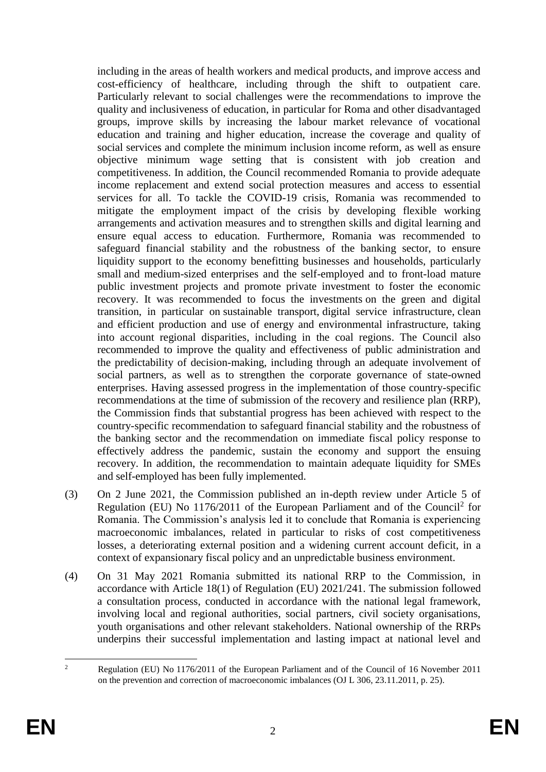including in the areas of health workers and medical products, and improve access and cost-efficiency of healthcare, including through the shift to outpatient care. Particularly relevant to social challenges were the recommendations to improve the quality and inclusiveness of education, in particular for Roma and other disadvantaged groups, improve skills by increasing the labour market relevance of vocational education and training and higher education, increase the coverage and quality of social services and complete the minimum inclusion income reform, as well as ensure objective minimum wage setting that is consistent with job creation and competitiveness. In addition, the Council recommended Romania to provide adequate income replacement and extend social protection measures and access to essential services for all. To tackle the COVID-19 crisis, Romania was recommended to mitigate the employment impact of the crisis by developing flexible working arrangements and activation measures and to strengthen skills and digital learning and ensure equal access to education. Furthermore, Romania was recommended to safeguard financial stability and the robustness of the banking sector, to ensure liquidity support to the economy benefitting businesses and households, particularly small and medium-sized enterprises and the self-employed and to front-load mature public investment projects and promote private investment to foster the economic recovery. It was recommended to focus the investments on the green and digital transition, in particular on sustainable transport, digital service infrastructure, clean and efficient production and use of energy and environmental infrastructure, taking into account regional disparities, including in the coal regions. The Council also recommended to improve the quality and effectiveness of public administration and the predictability of decision-making, including through an adequate involvement of social partners, as well as to strengthen the corporate governance of state-owned enterprises. Having assessed progress in the implementation of those country-specific recommendations at the time of submission of the recovery and resilience plan (RRP), the Commission finds that substantial progress has been achieved with respect to the country-specific recommendation to safeguard financial stability and the robustness of the banking sector and the recommendation on immediate fiscal policy response to effectively address the pandemic, sustain the economy and support the ensuing recovery. In addition, the recommendation to maintain adequate liquidity for SMEs and self-employed has been fully implemented.

(3) On 2 June 2021, the Commission published an in-depth review under Article 5 of Regulation (EU) No 1176/2011 of the European Parliament and of the Council[2] for Romania. The Commission's analysis led it to conclude that Romania is experiencing macroeconomic imbalances, related in particular to risks of cost competitiveness losses, a deteriorating external position and a widening current account deficit, in a context of expansionary fiscal policy and an unpredictable business environment.

(4) On 31 May 2021 Romania submitted its national RRP to the Commission, in accordance with Article 18(1) of Regulation (EU) 2021/241. The submission followed a consultation process, conducted in accordance with the national legal framework, involving local and regional authorities, social partners, civil society organisations, youth organisations and other relevant stakeholders. National ownership of the RRPs underpins their successful implementation and lasting impact at national level and

[2] Regulation (EU) No 1176/2011 of the European Parliament and of the Council of 16 November 2011 on the prevention and correction of macroeconomic imbalances (OJ L 306, 23.11.2011, p. 25).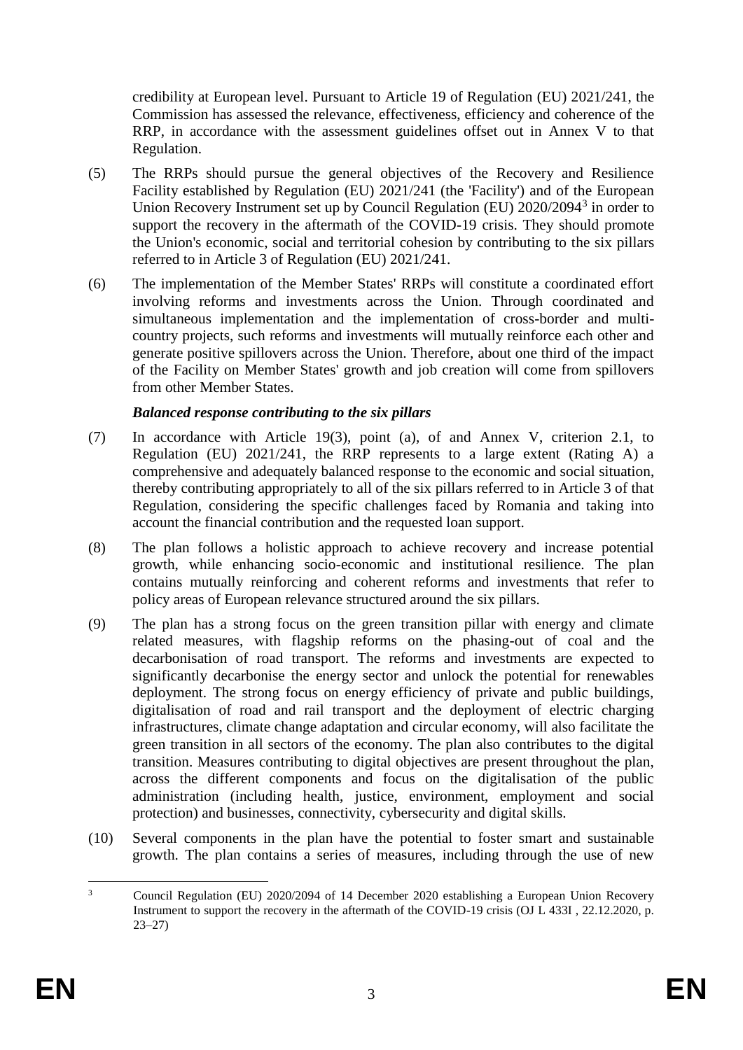credibility at European level. Pursuant to Article 19 of Regulation (EU) 2021/241, the Commission has assessed the relevance, effectiveness, efficiency and coherence of the RRP, in accordance with the assessment guidelines offset out in Annex V to that Regulation.

(5) The RRPs should pursue the general objectives of the Recovery and Resilience Facility established by Regulation (EU) 2021/241 (the 'Facility') and of the European Union Recovery Instrument set up by Council Regulation (EU) 2020/2094[3] in order to support the recovery in the aftermath of the COVID-19 crisis. They should promote the Union's economic, social and territorial cohesion by contributing to the six pillars referred to in Article 3 of Regulation (EU) 2021/241.

(6) The implementation of the Member States' RRPs will constitute a coordinated effort involving reforms and investments across the Union. Through coordinated and simultaneous implementation and the implementation of cross-border and multi-country projects, such reforms and investments will mutually reinforce each other and generate positive spillovers across the Union. Therefore, about one third of the impact of the Facility on Member States' growth and job creation will come from spillovers from other Member States.

***Balanced response contributing to the six pillars***

(7) In accordance with Article 19(3), point (a), of and Annex V, criterion 2.1, to Regulation (EU) 2021/241, the RRP represents to a large extent (Rating A) a comprehensive and adequately balanced response to the economic and social situation, thereby contributing appropriately to all of the six pillars referred to in Article 3 of that Regulation, considering the specific challenges faced by Romania and taking into account the financial contribution and the requested loan support.

(8) The plan follows a holistic approach to achieve recovery and increase potential growth, while enhancing socio-economic and institutional resilience. The plan contains mutually reinforcing and coherent reforms and investments that refer to policy areas of European relevance structured around the six pillars.

(9) The plan has a strong focus on the green transition pillar with energy and climate related measures, with flagship reforms on the phasing-out of coal and the decarbonisation of road transport. The reforms and investments are expected to significantly decarbonise the energy sector and unlock the potential for renewables deployment. The strong focus on energy efficiency of private and public buildings, digitalisation of road and rail transport and the deployment of electric charging infrastructures, climate change adaptation and circular economy, will also facilitate the green transition in all sectors of the economy. The plan also contributes to the digital transition. Measures contributing to digital objectives are present throughout the plan, across the different components and focus on the digitalisation of the public administration (including health, justice, environment, employment and social protection) and businesses, connectivity, cybersecurity and digital skills.

(10) Several components in the plan have the potential to foster smart and sustainable growth. The plan contains a series of measures, including through the use of new

---

[3] Council Regulation (EU) 2020/2094 of 14 December 2020 establishing a European Union Recovery Instrument to support the recovery in the aftermath of the COVID-19 crisis (OJ L 433I , 22.12.2020, p. 23–27)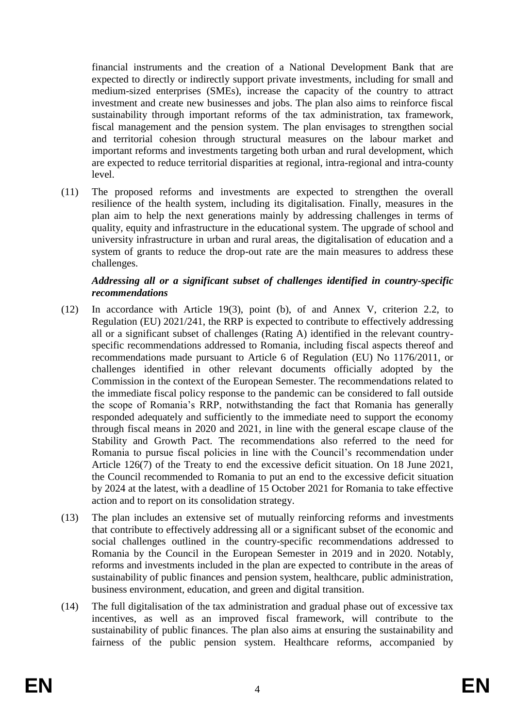financial instruments and the creation of a National Development Bank that are expected to directly or indirectly support private investments, including for small and medium-sized enterprises (SMEs), increase the capacity of the country to attract investment and create new businesses and jobs. The plan also aims to reinforce fiscal sustainability through important reforms of the tax administration, tax framework, fiscal management and the pension system. The plan envisages to strengthen social and territorial cohesion through structural measures on the labour market and important reforms and investments targeting both urban and rural development, which are expected to reduce territorial disparities at regional, intra-regional and intra-county level.

(11) The proposed reforms and investments are expected to strengthen the overall resilience of the health system, including its digitalisation. Finally, measures in the plan aim to help the next generations mainly by addressing challenges in terms of quality, equity and infrastructure in the educational system. The upgrade of school and university infrastructure in urban and rural areas, the digitalisation of education and a system of grants to reduce the drop-out rate are the main measures to address these challenges.

***Addressing all or a significant subset of challenges identified in country-specific recommendations***

(12) In accordance with Article 19(3), point (b), of and Annex V, criterion 2.2, to Regulation (EU) 2021/241, the RRP is expected to contribute to effectively addressing all or a significant subset of challenges (Rating A) identified in the relevant country-specific recommendations addressed to Romania, including fiscal aspects thereof and recommendations made pursuant to Article 6 of Regulation (EU) No 1176/2011, or challenges identified in other relevant documents officially adopted by the Commission in the context of the European Semester. The recommendations related to the immediate fiscal policy response to the pandemic can be considered to fall outside the scope of Romania's RRP, notwithstanding the fact that Romania has generally responded adequately and sufficiently to the immediate need to support the economy through fiscal means in 2020 and 2021, in line with the general escape clause of the Stability and Growth Pact. The recommendations also referred to the need for Romania to pursue fiscal policies in line with the Council's recommendation under Article 126(7) of the Treaty to end the excessive deficit situation. On 18 June 2021, the Council recommended to Romania to put an end to the excessive deficit situation by 2024 at the latest, with a deadline of 15 October 2021 for Romania to take effective action and to report on its consolidation strategy.

(13) The plan includes an extensive set of mutually reinforcing reforms and investments that contribute to effectively addressing all or a significant subset of the economic and social challenges outlined in the country-specific recommendations addressed to Romania by the Council in the European Semester in 2019 and in 2020. Notably, reforms and investments included in the plan are expected to contribute in the areas of sustainability of public finances and pension system, healthcare, public administration, business environment, education, and green and digital transition.

(14) The full digitalisation of the tax administration and gradual phase out of excessive tax incentives, as well as an improved fiscal framework, will contribute to the sustainability of public finances. The plan also aims at ensuring the sustainability and fairness of the public pension system. Healthcare reforms, accompanied by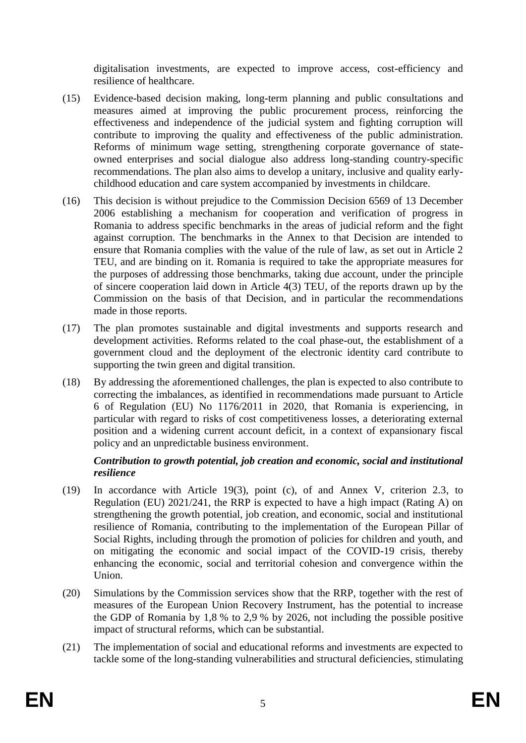digitalisation investments, are expected to improve access, cost-efficiency and resilience of healthcare.

(15) Evidence-based decision making, long-term planning and public consultations and measures aimed at improving the public procurement process, reinforcing the effectiveness and independence of the judicial system and fighting corruption will contribute to improving the quality and effectiveness of the public administration. Reforms of minimum wage setting, strengthening corporate governance of state-owned enterprises and social dialogue also address long-standing country-specific recommendations. The plan also aims to develop a unitary, inclusive and quality early-childhood education and care system accompanied by investments in childcare.

(16) This decision is without prejudice to the Commission Decision 6569 of 13 December 2006 establishing a mechanism for cooperation and verification of progress in Romania to address specific benchmarks in the areas of judicial reform and the fight against corruption. The benchmarks in the Annex to that Decision are intended to ensure that Romania complies with the value of the rule of law, as set out in Article 2 TEU, and are binding on it. Romania is required to take the appropriate measures for the purposes of addressing those benchmarks, taking due account, under the principle of sincere cooperation laid down in Article 4(3) TEU, of the reports drawn up by the Commission on the basis of that Decision, and in particular the recommendations made in those reports.

(17) The plan promotes sustainable and digital investments and supports research and development activities. Reforms related to the coal phase-out, the establishment of a government cloud and the deployment of the electronic identity card contribute to supporting the twin green and digital transition.

(18) By addressing the aforementioned challenges, the plan is expected to also contribute to correcting the imbalances, as identified in recommendations made pursuant to Article 6 of Regulation (EU) No 1176/2011 in 2020, that Romania is experiencing, in particular with regard to risks of cost competitiveness losses, a deteriorating external position and a widening current account deficit, in a context of expansionary fiscal policy and an unpredictable business environment.

***Contribution to growth potential, job creation and economic, social and institutional resilience***

(19) In accordance with Article 19(3), point (c), of and Annex V, criterion 2.3, to Regulation (EU) 2021/241, the RRP is expected to have a high impact (Rating A) on strengthening the growth potential, job creation, and economic, social and institutional resilience of Romania, contributing to the implementation of the European Pillar of Social Rights, including through the promotion of policies for children and youth, and on mitigating the economic and social impact of the COVID-19 crisis, thereby enhancing the economic, social and territorial cohesion and convergence within the Union.

(20) Simulations by the Commission services show that the RRP, together with the rest of measures of the European Union Recovery Instrument, has the potential to increase the GDP of Romania by 1,8 % to 2,9 % by 2026, not including the possible positive impact of structural reforms, which can be substantial.

(21) The implementation of social and educational reforms and investments are expected to tackle some of the long-standing vulnerabilities and structural deficiencies, stimulating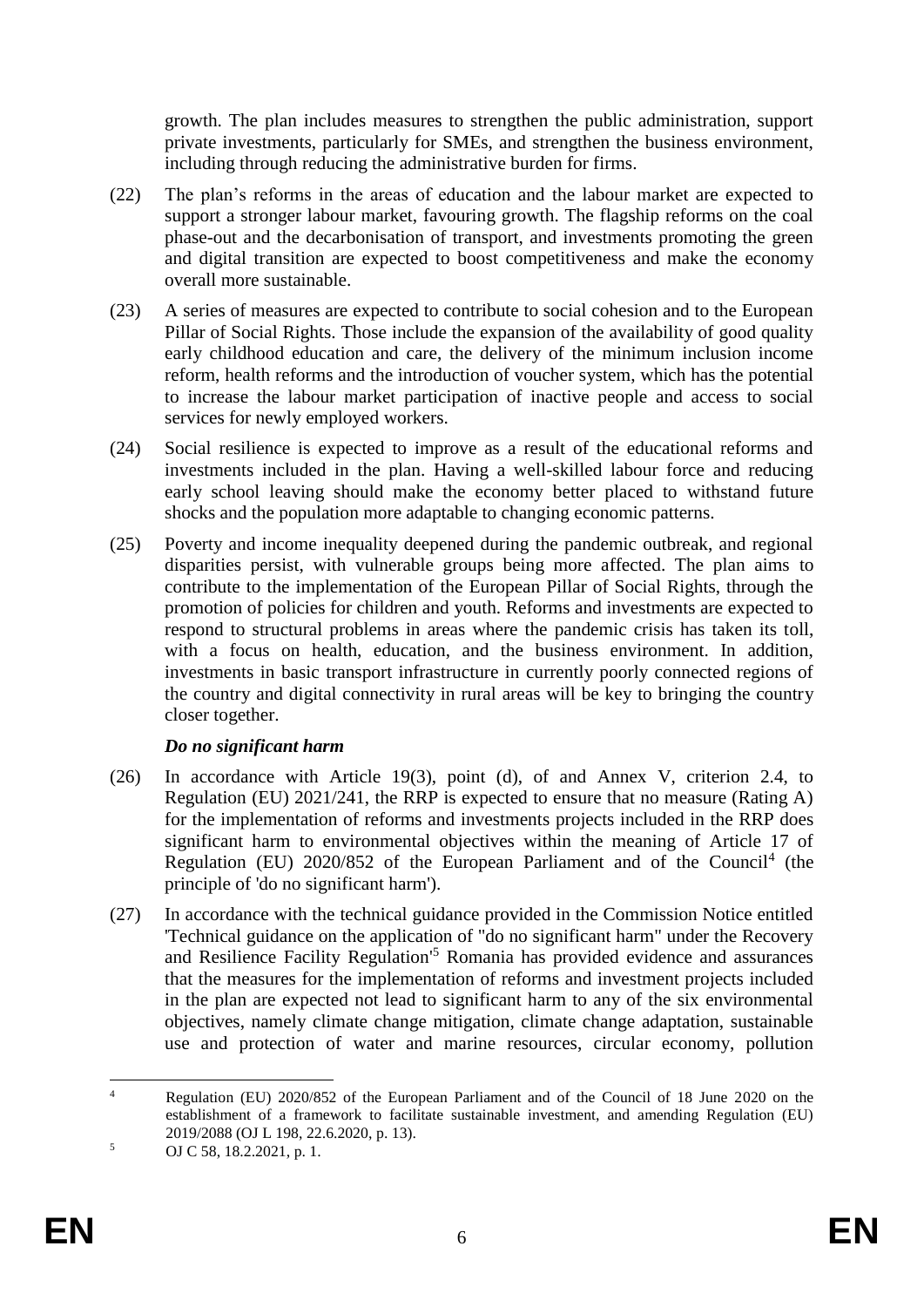growth. The plan includes measures to strengthen the public administration, support private investments, particularly for SMEs, and strengthen the business environment, including through reducing the administrative burden for firms.

(22) The plan's reforms in the areas of education and the labour market are expected to support a stronger labour market, favouring growth. The flagship reforms on the coal phase-out and the decarbonisation of transport, and investments promoting the green and digital transition are expected to boost competitiveness and make the economy overall more sustainable.

(23) A series of measures are expected to contribute to social cohesion and to the European Pillar of Social Rights. Those include the expansion of the availability of good quality early childhood education and care, the delivery of the minimum inclusion income reform, health reforms and the introduction of voucher system, which has the potential to increase the labour market participation of inactive people and access to social services for newly employed workers.

(24) Social resilience is expected to improve as a result of the educational reforms and investments included in the plan. Having a well-skilled labour force and reducing early school leaving should make the economy better placed to withstand future shocks and the population more adaptable to changing economic patterns.

(25) Poverty and income inequality deepened during the pandemic outbreak, and regional disparities persist, with vulnerable groups being more affected. The plan aims to contribute to the implementation of the European Pillar of Social Rights, through the promotion of policies for children and youth. Reforms and investments are expected to respond to structural problems in areas where the pandemic crisis has taken its toll, with a focus on health, education, and the business environment. In addition, investments in basic transport infrastructure in currently poorly connected regions of the country and digital connectivity in rural areas will be key to bringing the country closer together.

***Do no significant harm***

(26) In accordance with Article 19(3), point (d), of and Annex V, criterion 2.4, to Regulation (EU) 2021/241, the RRP is expected to ensure that no measure (Rating A) for the implementation of reforms and investments projects included in the RRP does significant harm to environmental objectives within the meaning of Article 17 of Regulation (EU) 2020/852 of the European Parliament and of the Council[4] (the principle of 'do no significant harm').

(27) In accordance with the technical guidance provided in the Commission Notice entitled 'Technical guidance on the application of "do no significant harm" under the Recovery and Resilience Facility Regulation'[5] Romania has provided evidence and assurances that the measures for the implementation of reforms and investment projects included in the plan are expected not lead to significant harm to any of the six environmental objectives, namely climate change mitigation, climate change adaptation, sustainable use and protection of water and marine resources, circular economy, pollution

---

[4] Regulation (EU) 2020/852 of the European Parliament and of the Council of 18 June 2020 on the establishment of a framework to facilitate sustainable investment, and amending Regulation (EU) 2019/2088 (OJ L 198, 22.6.2020, p. 13).

[5] OJ C 58, 18.2.2021, p. 1.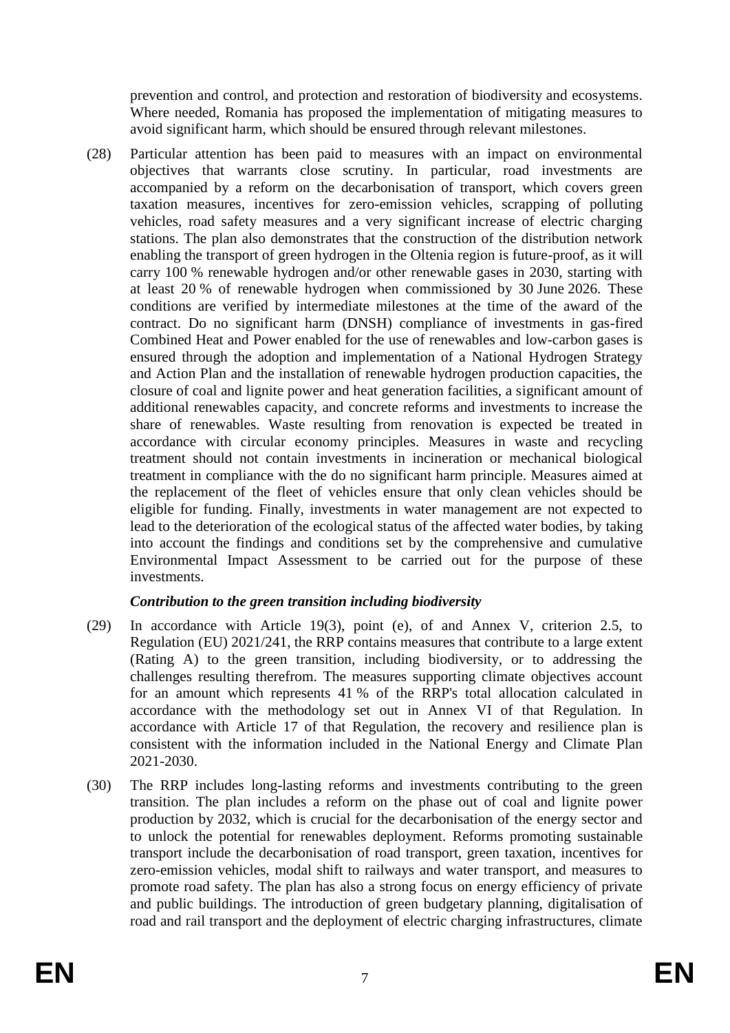prevention and control, and protection and restoration of biodiversity and ecosystems. Where needed, Romania has proposed the implementation of mitigating measures to avoid significant harm, which should be ensured through relevant milestones.

(28) Particular attention has been paid to measures with an impact on environmental objectives that warrants close scrutiny. In particular, road investments are accompanied by a reform on the decarbonisation of transport, which covers green taxation measures, incentives for zero-emission vehicles, scrapping of polluting vehicles, road safety measures and a very significant increase of electric charging stations. The plan also demonstrates that the construction of the distribution network enabling the transport of green hydrogen in the Oltenia region is future-proof, as it will carry 100 % renewable hydrogen and/or other renewable gases in 2030, starting with at least 20 % of renewable hydrogen when commissioned by 30 June 2026. These conditions are verified by intermediate milestones at the time of the award of the contract. Do no significant harm (DNSH) compliance of investments in gas-fired Combined Heat and Power enabled for the use of renewables and low-carbon gases is ensured through the adoption and implementation of a National Hydrogen Strategy and Action Plan and the installation of renewable hydrogen production capacities, the closure of coal and lignite power and heat generation facilities, a significant amount of additional renewables capacity, and concrete reforms and investments to increase the share of renewables. Waste resulting from renovation is expected be treated in accordance with circular economy principles. Measures in waste and recycling treatment should not contain investments in incineration or mechanical biological treatment in compliance with the do no significant harm principle. Measures aimed at the replacement of the fleet of vehicles ensure that only clean vehicles should be eligible for funding. Finally, investments in water management are not expected to lead to the deterioration of the ecological status of the affected water bodies, by taking into account the findings and conditions set by the comprehensive and cumulative Environmental Impact Assessment to be carried out for the purpose of these investments.

***Contribution to the green transition including biodiversity***

(29) In accordance with Article 19(3), point (e), of and Annex V, criterion 2.5, to Regulation (EU) 2021/241, the RRP contains measures that contribute to a large extent (Rating A) to the green transition, including biodiversity, or to addressing the challenges resulting therefrom. The measures supporting climate objectives account for an amount which represents 41 % of the RRP's total allocation calculated in accordance with the methodology set out in Annex VI of that Regulation. In accordance with Article 17 of that Regulation, the recovery and resilience plan is consistent with the information included in the National Energy and Climate Plan 2021-2030.

(30) The RRP includes long-lasting reforms and investments contributing to the green transition. The plan includes a reform on the phase out of coal and lignite power production by 2032, which is crucial for the decarbonisation of the energy sector and to unlock the potential for renewables deployment. Reforms promoting sustainable transport include the decarbonisation of road transport, green taxation, incentives for zero-emission vehicles, modal shift to railways and water transport, and measures to promote road safety. The plan has also a strong focus on energy efficiency of private and public buildings. The introduction of green budgetary planning, digitalisation of road and rail transport and the deployment of electric charging infrastructures, climate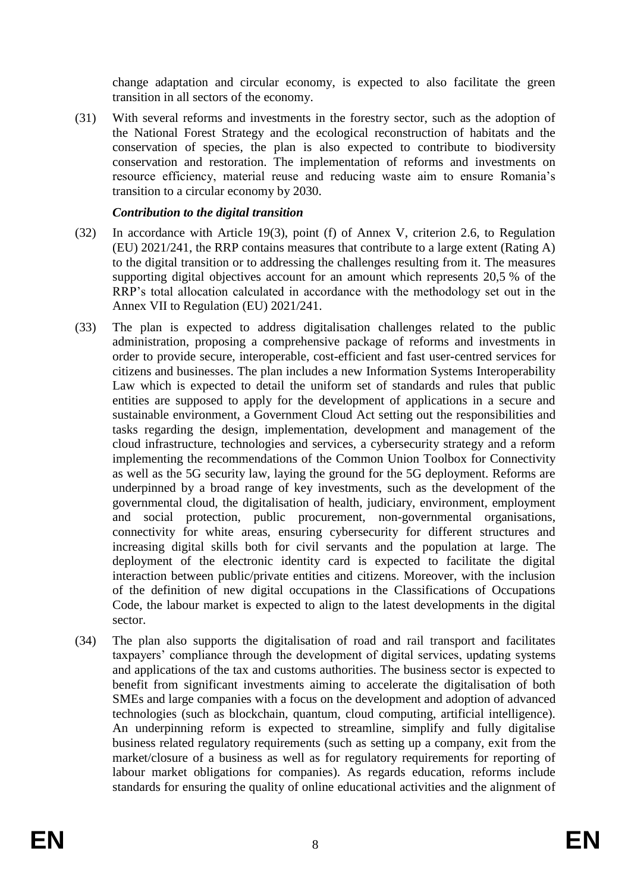change adaptation and circular economy, is expected to also facilitate the green transition in all sectors of the economy.

(31) With several reforms and investments in the forestry sector, such as the adoption of the National Forest Strategy and the ecological reconstruction of habitats and the conservation of species, the plan is also expected to contribute to biodiversity conservation and restoration. The implementation of reforms and investments on resource efficiency, material reuse and reducing waste aim to ensure Romania's transition to a circular economy by 2030.

***Contribution to the digital transition***

(32) In accordance with Article 19(3), point (f) of Annex V, criterion 2.6, to Regulation (EU) 2021/241, the RRP contains measures that contribute to a large extent (Rating A) to the digital transition or to addressing the challenges resulting from it. The measures supporting digital objectives account for an amount which represents 20,5 % of the RRP's total allocation calculated in accordance with the methodology set out in the Annex VII to Regulation (EU) 2021/241.

(33) The plan is expected to address digitalisation challenges related to the public administration, proposing a comprehensive package of reforms and investments in order to provide secure, interoperable, cost-efficient and fast user-centred services for citizens and businesses. The plan includes a new Information Systems Interoperability Law which is expected to detail the uniform set of standards and rules that public entities are supposed to apply for the development of applications in a secure and sustainable environment, a Government Cloud Act setting out the responsibilities and tasks regarding the design, implementation, development and management of the cloud infrastructure, technologies and services, a cybersecurity strategy and a reform implementing the recommendations of the Common Union Toolbox for Connectivity as well as the 5G security law, laying the ground for the 5G deployment. Reforms are underpinned by a broad range of key investments, such as the development of the governmental cloud, the digitalisation of health, judiciary, environment, employment and social protection, public procurement, non-governmental organisations, connectivity for white areas, ensuring cybersecurity for different structures and increasing digital skills both for civil servants and the population at large. The deployment of the electronic identity card is expected to facilitate the digital interaction between public/private entities and citizens. Moreover, with the inclusion of the definition of new digital occupations in the Classifications of Occupations Code, the labour market is expected to align to the latest developments in the digital sector.

(34) The plan also supports the digitalisation of road and rail transport and facilitates taxpayers' compliance through the development of digital services, updating systems and applications of the tax and customs authorities. The business sector is expected to benefit from significant investments aiming to accelerate the digitalisation of both SMEs and large companies with a focus on the development and adoption of advanced technologies (such as blockchain, quantum, cloud computing, artificial intelligence). An underpinning reform is expected to streamline, simplify and fully digitalise business related regulatory requirements (such as setting up a company, exit from the market/closure of a business as well as for regulatory requirements for reporting of labour market obligations for companies). As regards education, reforms include standards for ensuring the quality of online educational activities and the alignment of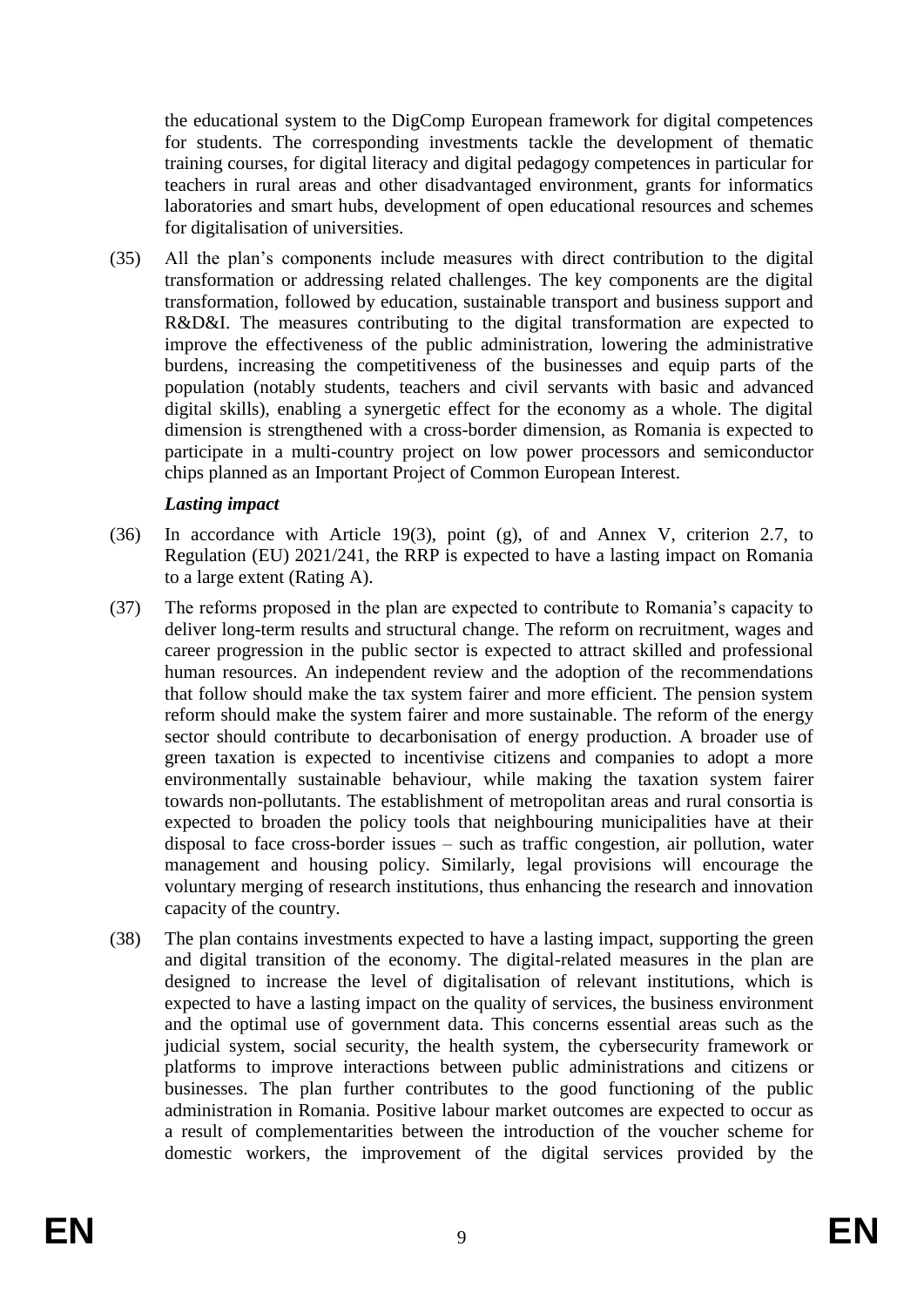the educational system to the DigComp European framework for digital competences for students. The corresponding investments tackle the development of thematic training courses, for digital literacy and digital pedagogy competences in particular for teachers in rural areas and other disadvantaged environment, grants for informatics laboratories and smart hubs, development of open educational resources and schemes for digitalisation of universities.

(35) All the plan's components include measures with direct contribution to the digital transformation or addressing related challenges. The key components are the digital transformation, followed by education, sustainable transport and business support and R&D&I. The measures contributing to the digital transformation are expected to improve the effectiveness of the public administration, lowering the administrative burdens, increasing the competitiveness of the businesses and equip parts of the population (notably students, teachers and civil servants with basic and advanced digital skills), enabling a synergetic effect for the economy as a whole. The digital dimension is strengthened with a cross-border dimension, as Romania is expected to participate in a multi-country project on low power processors and semiconductor chips planned as an Important Project of Common European Interest.

***Lasting impact***

(36) In accordance with Article 19(3), point (g), of and Annex V, criterion 2.7, to Regulation (EU) 2021/241, the RRP is expected to have a lasting impact on Romania to a large extent (Rating A).

(37) The reforms proposed in the plan are expected to contribute to Romania's capacity to deliver long-term results and structural change. The reform on recruitment, wages and career progression in the public sector is expected to attract skilled and professional human resources. An independent review and the adoption of the recommendations that follow should make the tax system fairer and more efficient. The pension system reform should make the system fairer and more sustainable. The reform of the energy sector should contribute to decarbonisation of energy production. A broader use of green taxation is expected to incentivise citizens and companies to adopt a more environmentally sustainable behaviour, while making the taxation system fairer towards non-pollutants. The establishment of metropolitan areas and rural consortia is expected to broaden the policy tools that neighbouring municipalities have at their disposal to face cross-border issues – such as traffic congestion, air pollution, water management and housing policy. Similarly, legal provisions will encourage the voluntary merging of research institutions, thus enhancing the research and innovation capacity of the country.

(38) The plan contains investments expected to have a lasting impact, supporting the green and digital transition of the economy. The digital-related measures in the plan are designed to increase the level of digitalisation of relevant institutions, which is expected to have a lasting impact on the quality of services, the business environment and the optimal use of government data. This concerns essential areas such as the judicial system, social security, the health system, the cybersecurity framework or platforms to improve interactions between public administrations and citizens or businesses. The plan further contributes to the good functioning of the public administration in Romania. Positive labour market outcomes are expected to occur as a result of complementarities between the introduction of the voucher scheme for domestic workers, the improvement of the digital services provided by the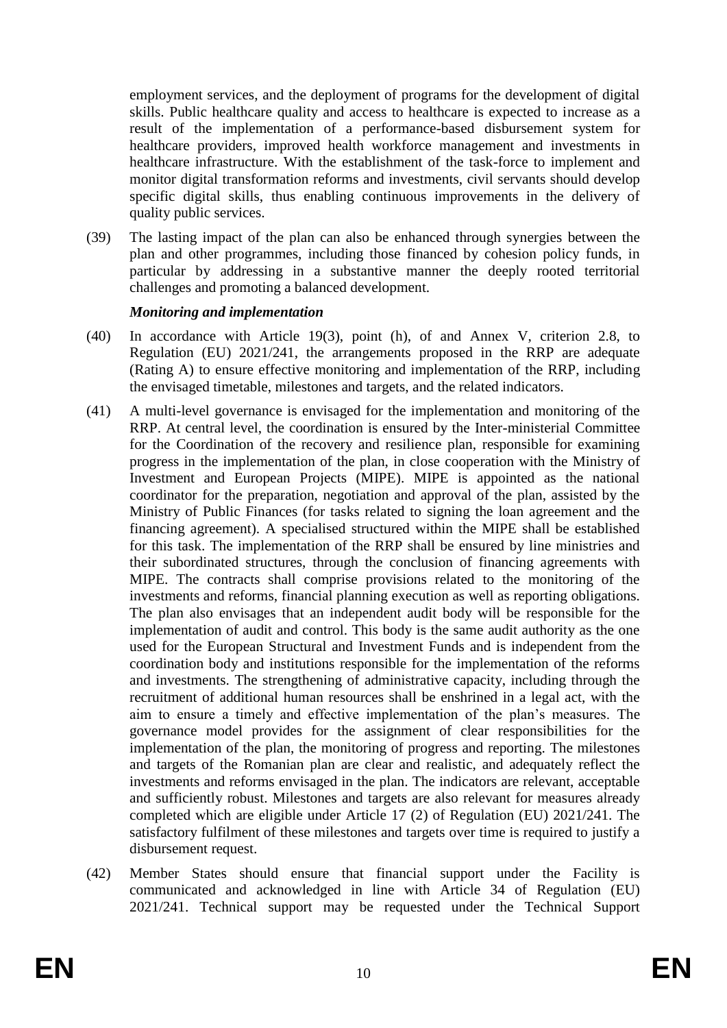employment services, and the deployment of programs for the development of digital skills. Public healthcare quality and access to healthcare is expected to increase as a result of the implementation of a performance-based disbursement system for healthcare providers, improved health workforce management and investments in healthcare infrastructure. With the establishment of the task-force to implement and monitor digital transformation reforms and investments, civil servants should develop specific digital skills, thus enabling continuous improvements in the delivery of quality public services.

(39) The lasting impact of the plan can also be enhanced through synergies between the plan and other programmes, including those financed by cohesion policy funds, in particular by addressing in a substantive manner the deeply rooted territorial challenges and promoting a balanced development.

***Monitoring and implementation***

(40) In accordance with Article 19(3), point (h), of and Annex V, criterion 2.8, to Regulation (EU) 2021/241, the arrangements proposed in the RRP are adequate (Rating A) to ensure effective monitoring and implementation of the RRP, including the envisaged timetable, milestones and targets, and the related indicators.

(41) A multi-level governance is envisaged for the implementation and monitoring of the RRP. At central level, the coordination is ensured by the Inter-ministerial Committee for the Coordination of the recovery and resilience plan, responsible for examining progress in the implementation of the plan, in close cooperation with the Ministry of Investment and European Projects (MIPE). MIPE is appointed as the national coordinator for the preparation, negotiation and approval of the plan, assisted by the Ministry of Public Finances (for tasks related to signing the loan agreement and the financing agreement). A specialised structured within the MIPE shall be established for this task. The implementation of the RRP shall be ensured by line ministries and their subordinated structures, through the conclusion of financing agreements with MIPE. The contracts shall comprise provisions related to the monitoring of the investments and reforms, financial planning execution as well as reporting obligations. The plan also envisages that an independent audit body will be responsible for the implementation of audit and control. This body is the same audit authority as the one used for the European Structural and Investment Funds and is independent from the coordination body and institutions responsible for the implementation of the reforms and investments. The strengthening of administrative capacity, including through the recruitment of additional human resources shall be enshrined in a legal act, with the aim to ensure a timely and effective implementation of the plan's measures. The governance model provides for the assignment of clear responsibilities for the implementation of the plan, the monitoring of progress and reporting. The milestones and targets of the Romanian plan are clear and realistic, and adequately reflect the investments and reforms envisaged in the plan. The indicators are relevant, acceptable and sufficiently robust. Milestones and targets are also relevant for measures already completed which are eligible under Article 17 (2) of Regulation (EU) 2021/241. The satisfactory fulfilment of these milestones and targets over time is required to justify a disbursement request.

(42) Member States should ensure that financial support under the Facility is communicated and acknowledged in line with Article 34 of Regulation (EU) 2021/241. Technical support may be requested under the Technical Support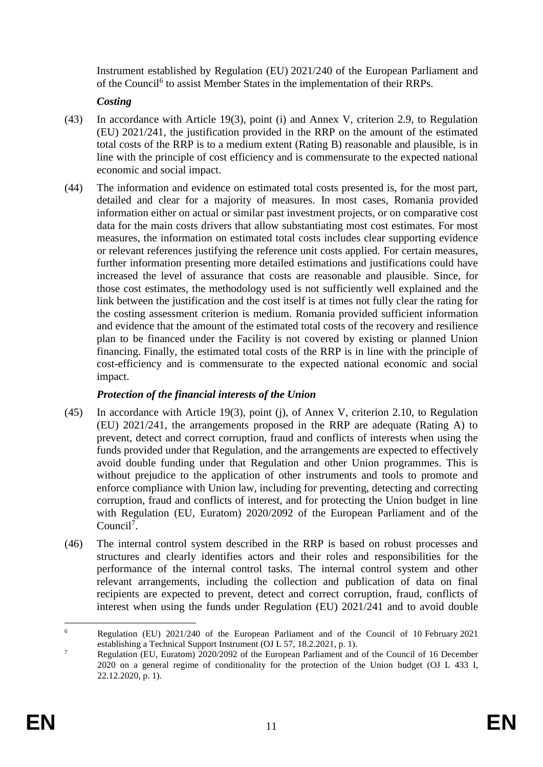Instrument established by Regulation (EU) 2021/240 of the European Parliament and of the Council[6] to assist Member States in the implementation of their RRPs.

***Costing***

(43) In accordance with Article 19(3), point (i) and Annex V, criterion 2.9, to Regulation (EU) 2021/241, the justification provided in the RRP on the amount of the estimated total costs of the RRP is to a medium extent (Rating B) reasonable and plausible, is in line with the principle of cost efficiency and is commensurate to the expected national economic and social impact.

(44) The information and evidence on estimated total costs presented is, for the most part, detailed and clear for a majority of measures. In most cases, Romania provided information either on actual or similar past investment projects, or on comparative cost data for the main costs drivers that allow substantiating most cost estimates. For most measures, the information on estimated total costs includes clear supporting evidence or relevant references justifying the reference unit costs applied. For certain measures, further information presenting more detailed estimations and justifications could have increased the level of assurance that costs are reasonable and plausible. Since, for those cost estimates, the methodology used is not sufficiently well explained and the link between the justification and the cost itself is at times not fully clear the rating for the costing assessment criterion is medium. Romania provided sufficient information and evidence that the amount of the estimated total costs of the recovery and resilience plan to be financed under the Facility is not covered by existing or planned Union financing. Finally, the estimated total costs of the RRP is in line with the principle of cost-efficiency and is commensurate to the expected national economic and social impact.

***Protection of the financial interests of the Union***

(45) In accordance with Article 19(3), point (j), of Annex V, criterion 2.10, to Regulation (EU) 2021/241, the arrangements proposed in the RRP are adequate (Rating A) to prevent, detect and correct corruption, fraud and conflicts of interests when using the funds provided under that Regulation, and the arrangements are expected to effectively avoid double funding under that Regulation and other Union programmes. This is without prejudice to the application of other instruments and tools to promote and enforce compliance with Union law, including for preventing, detecting and correcting corruption, fraud and conflicts of interest, and for protecting the Union budget in line with Regulation (EU, Euratom) 2020/2092 of the European Parliament and of the Council[7].

(46) The internal control system described in the RRP is based on robust processes and structures and clearly identifies actors and their roles and responsibilities for the performance of the internal control tasks. The internal control system and other relevant arrangements, including the collection and publication of data on final recipients are expected to prevent, detect and correct corruption, fraud, conflicts of interest when using the funds under Regulation (EU) 2021/241 and to avoid double

---

[6] Regulation (EU) 2021/240 of the European Parliament and of the Council of 10 February 2021 establishing a Technical Support Instrument (OJ L 57, 18.2.2021, p. 1).

[7] Regulation (EU, Euratom) 2020/2092 of the European Parliament and of the Council of 16 December 2020 on a general regime of conditionality for the protection of the Union budget (OJ L 433 I, 22.12.2020, p. 1).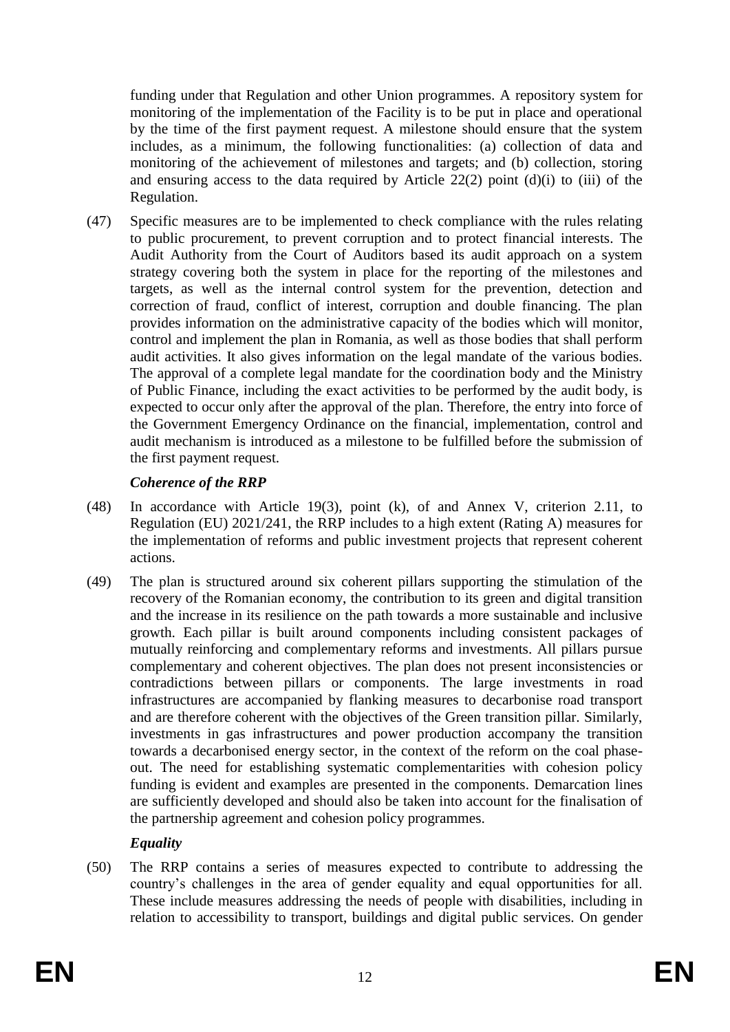funding under that Regulation and other Union programmes. A repository system for monitoring of the implementation of the Facility is to be put in place and operational by the time of the first payment request. A milestone should ensure that the system includes, as a minimum, the following functionalities: (a) collection of data and monitoring of the achievement of milestones and targets; and (b) collection, storing and ensuring access to the data required by Article 22(2) point (d)(i) to (iii) of the Regulation.

(47) Specific measures are to be implemented to check compliance with the rules relating to public procurement, to prevent corruption and to protect financial interests. The Audit Authority from the Court of Auditors based its audit approach on a system strategy covering both the system in place for the reporting of the milestones and targets, as well as the internal control system for the prevention, detection and correction of fraud, conflict of interest, corruption and double financing. The plan provides information on the administrative capacity of the bodies which will monitor, control and implement the plan in Romania, as well as those bodies that shall perform audit activities. It also gives information on the legal mandate of the various bodies. The approval of a complete legal mandate for the coordination body and the Ministry of Public Finance, including the exact activities to be performed by the audit body, is expected to occur only after the approval of the plan. Therefore, the entry into force of the Government Emergency Ordinance on the financial, implementation, control and audit mechanism is introduced as a milestone to be fulfilled before the submission of the first payment request.

***Coherence of the RRP***

(48) In accordance with Article 19(3), point (k), of and Annex V, criterion 2.11, to Regulation (EU) 2021/241, the RRP includes to a high extent (Rating A) measures for the implementation of reforms and public investment projects that represent coherent actions.

(49) The plan is structured around six coherent pillars supporting the stimulation of the recovery of the Romanian economy, the contribution to its green and digital transition and the increase in its resilience on the path towards a more sustainable and inclusive growth. Each pillar is built around components including consistent packages of mutually reinforcing and complementary reforms and investments. All pillars pursue complementary and coherent objectives. The plan does not present inconsistencies or contradictions between pillars or components. The large investments in road infrastructures are accompanied by flanking measures to decarbonise road transport and are therefore coherent with the objectives of the Green transition pillar. Similarly, investments in gas infrastructures and power production accompany the transition towards a decarbonised energy sector, in the context of the reform on the coal phase-out. The need for establishing systematic complementarities with cohesion policy funding is evident and examples are presented in the components. Demarcation lines are sufficiently developed and should also be taken into account for the finalisation of the partnership agreement and cohesion policy programmes.

***Equality***

(50) The RRP contains a series of measures expected to contribute to addressing the country's challenges in the area of gender equality and equal opportunities for all. These include measures addressing the needs of people with disabilities, including in relation to accessibility to transport, buildings and digital public services. On gender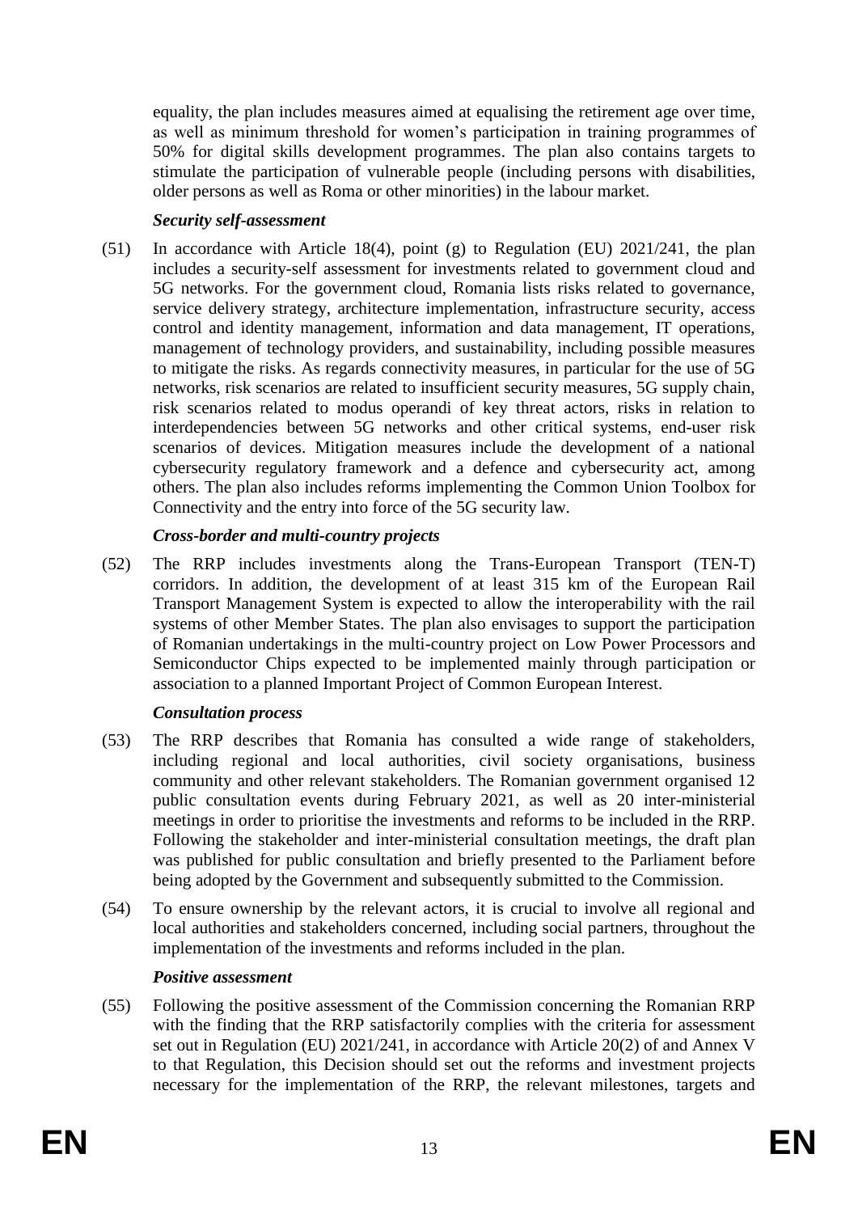equality, the plan includes measures aimed at equalising the retirement age over time, as well as minimum threshold for women's participation in training programmes of 50% for digital skills development programmes. The plan also contains targets to stimulate the participation of vulnerable people (including persons with disabilities, older persons as well as Roma or other minorities) in the labour market.

***Security self-assessment***

(51) In accordance with Article 18(4), point (g) to Regulation (EU) 2021/241, the plan includes a security-self assessment for investments related to government cloud and 5G networks. For the government cloud, Romania lists risks related to governance, service delivery strategy, architecture implementation, infrastructure security, access control and identity management, information and data management, IT operations, management of technology providers, and sustainability, including possible measures to mitigate the risks. As regards connectivity measures, in particular for the use of 5G networks, risk scenarios are related to insufficient security measures, 5G supply chain, risk scenarios related to modus operandi of key threat actors, risks in relation to interdependencies between 5G networks and other critical systems, end-user risk scenarios of devices. Mitigation measures include the development of a national cybersecurity regulatory framework and a defence and cybersecurity act, among others. The plan also includes reforms implementing the Common Union Toolbox for Connectivity and the entry into force of the 5G security law.

***Cross-border and multi-country projects***

(52) The RRP includes investments along the Trans-European Transport (TEN-T) corridors. In addition, the development of at least 315 km of the European Rail Transport Management System is expected to allow the interoperability with the rail systems of other Member States. The plan also envisages to support the participation of Romanian undertakings in the multi-country project on Low Power Processors and Semiconductor Chips expected to be implemented mainly through participation or association to a planned Important Project of Common European Interest.

***Consultation process***

(53) The RRP describes that Romania has consulted a wide range of stakeholders, including regional and local authorities, civil society organisations, business community and other relevant stakeholders. The Romanian government organised 12 public consultation events during February 2021, as well as 20 inter-ministerial meetings in order to prioritise the investments and reforms to be included in the RRP. Following the stakeholder and inter-ministerial consultation meetings, the draft plan was published for public consultation and briefly presented to the Parliament before being adopted by the Government and subsequently submitted to the Commission.

(54) To ensure ownership by the relevant actors, it is crucial to involve all regional and local authorities and stakeholders concerned, including social partners, throughout the implementation of the investments and reforms included in the plan.

***Positive assessment***

(55) Following the positive assessment of the Commission concerning the Romanian RRP with the finding that the RRP satisfactorily complies with the criteria for assessment set out in Regulation (EU) 2021/241, in accordance with Article 20(2) of and Annex V to that Regulation, this Decision should set out the reforms and investment projects necessary for the implementation of the RRP, the relevant milestones, targets and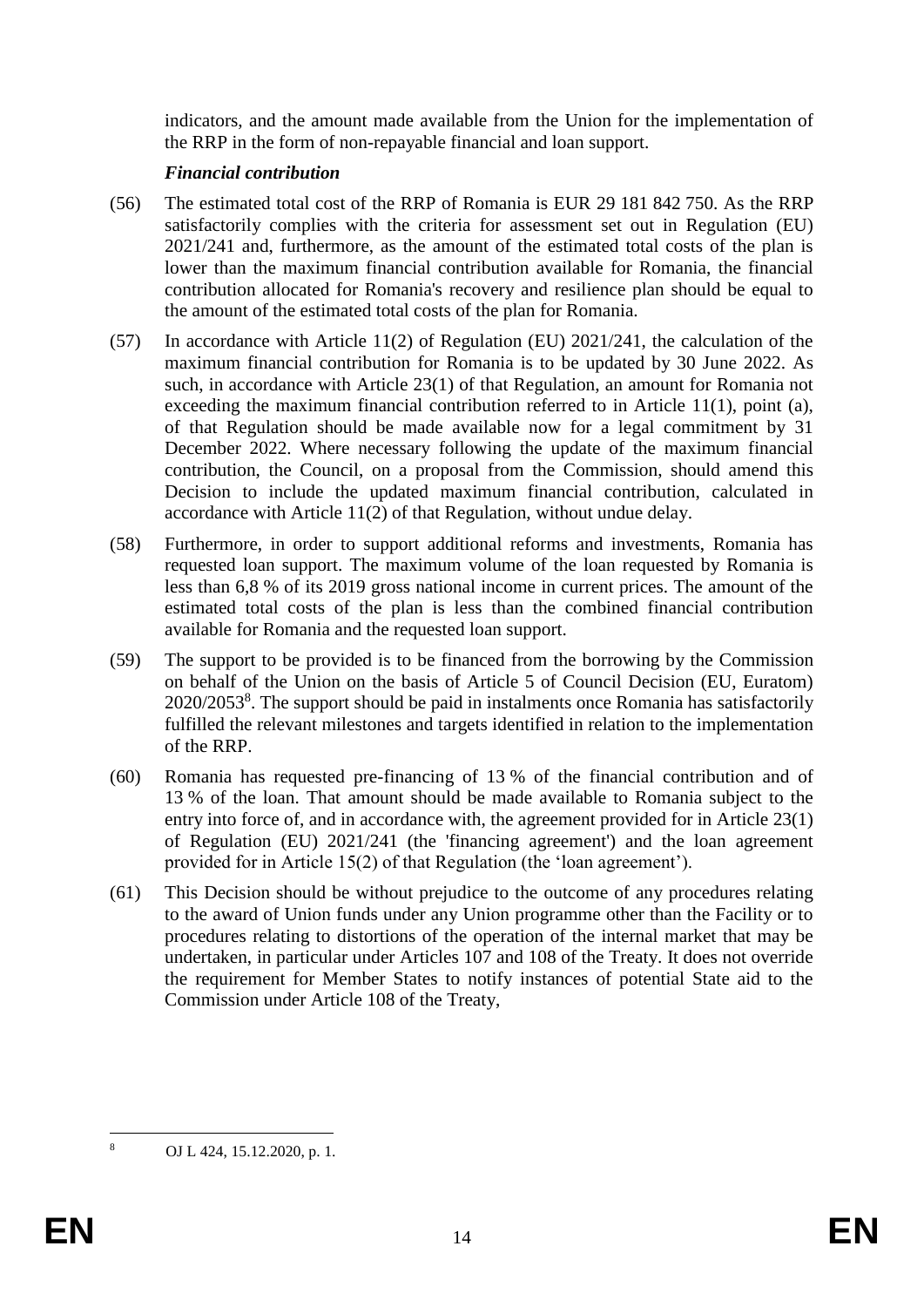indicators, and the amount made available from the Union for the implementation of the RRP in the form of non-repayable financial and loan support.

***Financial contribution***

(56) The estimated total cost of the RRP of Romania is EUR 29 181 842 750. As the RRP satisfactorily complies with the criteria for assessment set out in Regulation (EU) 2021/241 and, furthermore, as the amount of the estimated total costs of the plan is lower than the maximum financial contribution available for Romania, the financial contribution allocated for Romania's recovery and resilience plan should be equal to the amount of the estimated total costs of the plan for Romania.

(57) In accordance with Article 11(2) of Regulation (EU) 2021/241, the calculation of the maximum financial contribution for Romania is to be updated by 30 June 2022. As such, in accordance with Article 23(1) of that Regulation, an amount for Romania not exceeding the maximum financial contribution referred to in Article 11(1), point (a), of that Regulation should be made available now for a legal commitment by 31 December 2022. Where necessary following the update of the maximum financial contribution, the Council, on a proposal from the Commission, should amend this Decision to include the updated maximum financial contribution, calculated in accordance with Article 11(2) of that Regulation, without undue delay.

(58) Furthermore, in order to support additional reforms and investments, Romania has requested loan support. The maximum volume of the loan requested by Romania is less than 6,8 % of its 2019 gross national income in current prices. The amount of the estimated total costs of the plan is less than the combined financial contribution available for Romania and the requested loan support.

(59) The support to be provided is to be financed from the borrowing by the Commission on behalf of the Union on the basis of Article 5 of Council Decision (EU, Euratom) 2020/2053[8]. The support should be paid in instalments once Romania has satisfactorily fulfilled the relevant milestones and targets identified in relation to the implementation of the RRP.

(60) Romania has requested pre-financing of 13 % of the financial contribution and of 13 % of the loan. That amount should be made available to Romania subject to the entry into force of, and in accordance with, the agreement provided for in Article 23(1) of Regulation (EU) 2021/241 (the 'financing agreement') and the loan agreement provided for in Article 15(2) of that Regulation (the 'loan agreement').

(61) This Decision should be without prejudice to the outcome of any procedures relating to the award of Union funds under any Union programme other than the Facility or to procedures relating to distortions of the operation of the internal market that may be undertaken, in particular under Articles 107 and 108 of the Treaty. It does not override the requirement for Member States to notify instances of potential State aid to the Commission under Article 108 of the Treaty,

---

[8] OJ L 424, 15.12.2020, p. 1.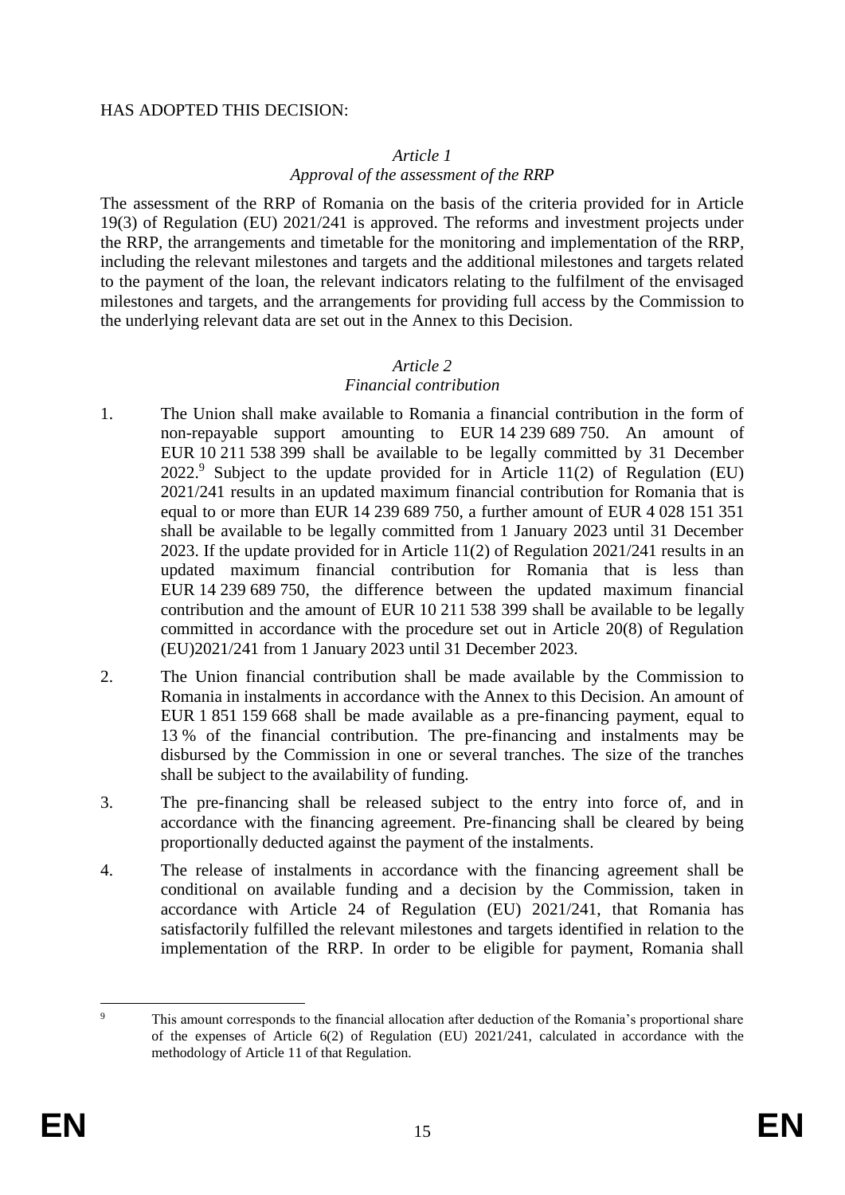HAS ADOPTED THIS DECISION:

*Article 1*
*Approval of the assessment of the RRP*

The assessment of the RRP of Romania on the basis of the criteria provided for in Article 19(3) of Regulation (EU) 2021/241 is approved. The reforms and investment projects under the RRP, the arrangements and timetable for the monitoring and implementation of the RRP, including the relevant milestones and targets and the additional milestones and targets related to the payment of the loan, the relevant indicators relating to the fulfilment of the envisaged milestones and targets, and the arrangements for providing full access by the Commission to the underlying relevant data are set out in the Annex to this Decision.

*Article 2*
*Financial contribution*

1. The Union shall make available to Romania a financial contribution in the form of non-repayable support amounting to EUR 14 239 689 750. An amount of EUR 10 211 538 399 shall be available to be legally committed by 31 December 2022.[9] Subject to the update provided for in Article 11(2) of Regulation (EU) 2021/241 results in an updated maximum financial contribution for Romania that is equal to or more than EUR 14 239 689 750, a further amount of EUR 4 028 151 351 shall be available to be legally committed from 1 January 2023 until 31 December 2023. If the update provided for in Article 11(2) of Regulation 2021/241 results in an updated maximum financial contribution for Romania that is less than EUR 14 239 689 750, the difference between the updated maximum financial contribution and the amount of EUR 10 211 538 399 shall be available to be legally committed in accordance with the procedure set out in Article 20(8) of Regulation (EU)2021/241 from 1 January 2023 until 31 December 2023.

2. The Union financial contribution shall be made available by the Commission to Romania in instalments in accordance with the Annex to this Decision. An amount of EUR 1 851 159 668 shall be made available as a pre-financing payment, equal to 13 % of the financial contribution. The pre-financing and instalments may be disbursed by the Commission in one or several tranches. The size of the tranches shall be subject to the availability of funding.

3. The pre-financing shall be released subject to the entry into force of, and in accordance with the financing agreement. Pre-financing shall be cleared by being proportionally deducted against the payment of the instalments.

4. The release of instalments in accordance with the financing agreement shall be conditional on available funding and a decision by the Commission, taken in accordance with Article 24 of Regulation (EU) 2021/241, that Romania has satisfactorily fulfilled the relevant milestones and targets identified in relation to the implementation of the RRP. In order to be eligible for payment, Romania shall

---

[9] This amount corresponds to the financial allocation after deduction of the Romania's proportional share of the expenses of Article 6(2) of Regulation (EU) 2021/241, calculated in accordance with the methodology of Article 11 of that Regulation.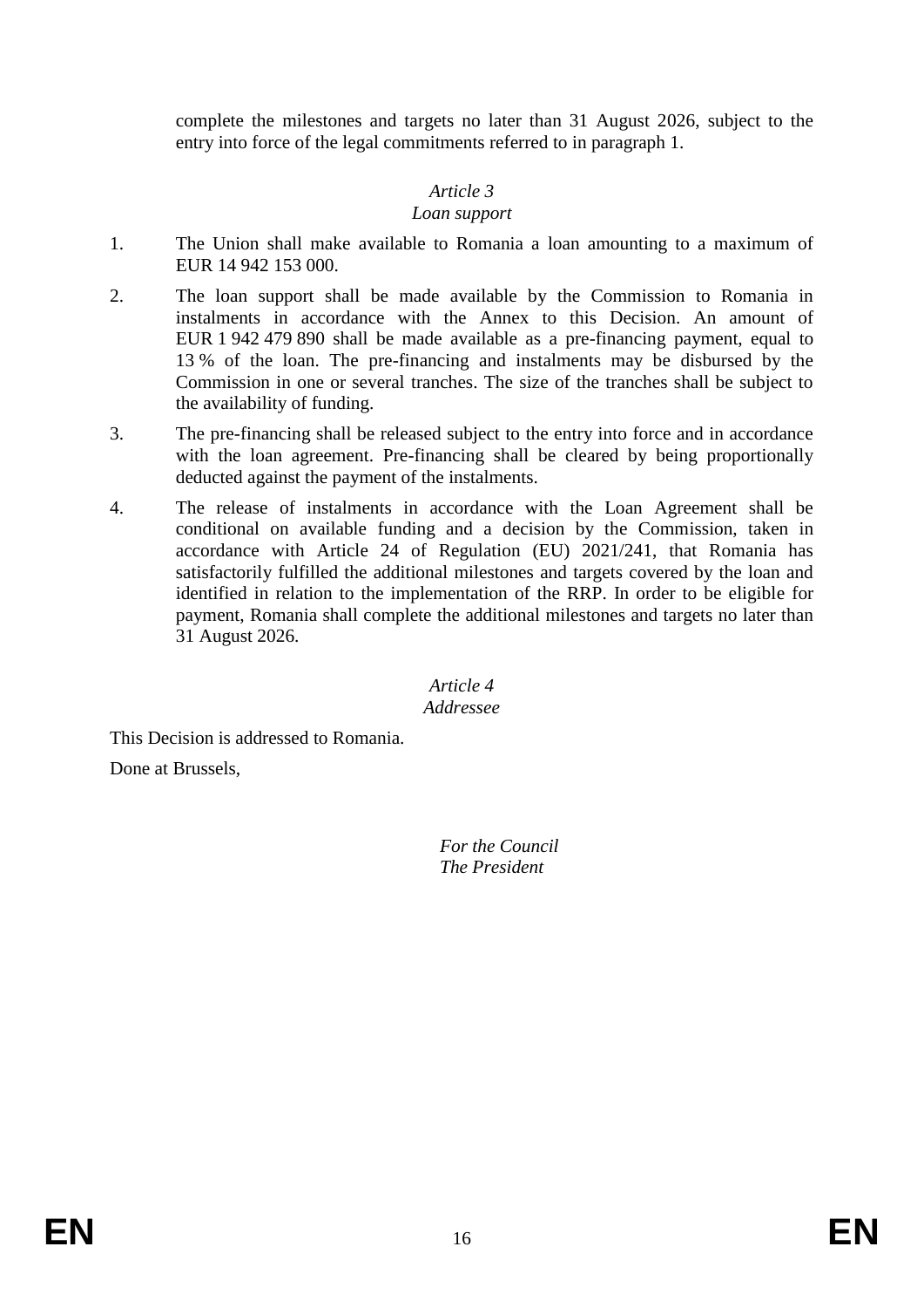complete the milestones and targets no later than 31 August 2026, subject to the entry into force of the legal commitments referred to in paragraph 1.

*Article 3*
*Loan support*

1. The Union shall make available to Romania a loan amounting to a maximum of EUR 14 942 153 000.

2. The loan support shall be made available by the Commission to Romania in instalments in accordance with the Annex to this Decision. An amount of EUR 1 942 479 890 shall be made available as a pre-financing payment, equal to 13 % of the loan. The pre-financing and instalments may be disbursed by the Commission in one or several tranches. The size of the tranches shall be subject to the availability of funding.

3. The pre-financing shall be released subject to the entry into force and in accordance with the loan agreement. Pre-financing shall be cleared by being proportionally deducted against the payment of the instalments.

4. The release of instalments in accordance with the Loan Agreement shall be conditional on available funding and a decision by the Commission, taken in accordance with Article 24 of Regulation (EU) 2021/241, that Romania has satisfactorily fulfilled the additional milestones and targets covered by the loan and identified in relation to the implementation of the RRP. In order to be eligible for payment, Romania shall complete the additional milestones and targets no later than 31 August 2026.

*Article 4*
*Addressee*

This Decision is addressed to Romania.

Done at Brussels,

*For the Council*
*The President*